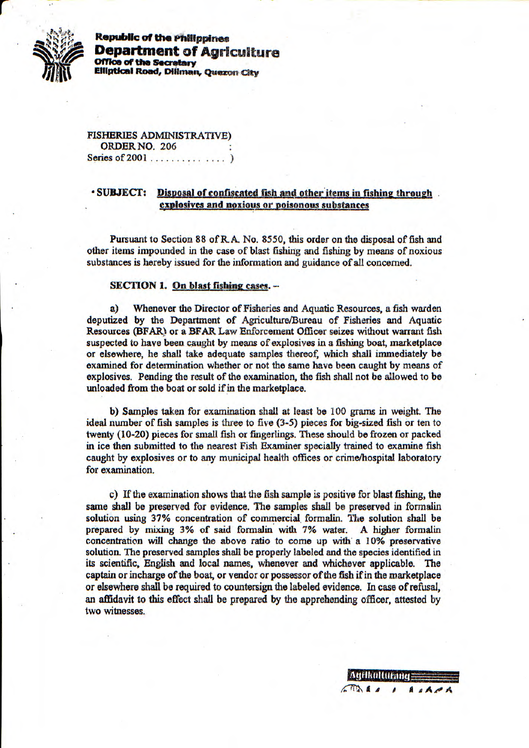**Republic of the Philippines**
**Department of Agriculture**
**Office of the Secretary**
**Elliptical Road, Diliman, Quezon City**

FISHERIES ADMINISTRATIVE)
ORDER NO. 206 :
Series of 2001 . . . . . . . . . . . . . . )

**• SUBJECT: Disposal of confiscated fish and other items in fishing through explosives and noxious or poisonous substances**

Pursuant to Section 88 of R.A. No. 8550, this order on the disposal of fish and other items impounded in the case of blast fishing and fishing by means of noxious substances is hereby issued for the information and guidance of all concerned.

**SECTION 1. On blast fishing cases.** –

a) Whenever the Director of Fisheries and Aquatic Resources, a fish warden deputized by the Department of Agriculture/Bureau of Fisheries and Aquatic Resources (BFAR) or a BFAR Law Enforcement Officer seizes without warrant fish suspected to have been caught by means of explosives in a fishing boat, marketplace or elsewhere, he shall take adequate samples thereof, which shall immediately be examined for determination whether or not the same have been caught by means of explosives. Pending the result of the examination, the fish shall not be allowed to be unloaded from the boat or sold if in the marketplace.

b) Samples taken for examination shall at least be 100 grams in weight. The ideal number of fish samples is three to five (3-5) pieces for big-sized fish or ten to twenty (10-20) pieces for small fish or fingerlings. These should be frozen or packed in ice then submitted to the nearest Fish Examiner specially trained to examine fish caught by explosives or to any municipal health offices or crime/hospital laboratory for examination.

c) If the examination shows that the fish sample is positive for blast fishing, the same shall be preserved for evidence. The samples shall be preserved in formalin solution using 37% concentration of commercial formalin. The solution shall be prepared by mixing 3% of said formalin with 7% water. A higher formalin concentration will change the above ratio to come up with a 10% preservative solution. The preserved samples shall be properly labeled and the species identified in its scientific, English and local names, whenever and whichever applicable. The captain or incharge of the boat, or vendor or possessor of the fish if in the marketplace or elsewhere shall be required to countersign the labeled evidence. In case of refusal, an affidavit to this effect shall be prepared by the apprehending officer, attested by two witnesses.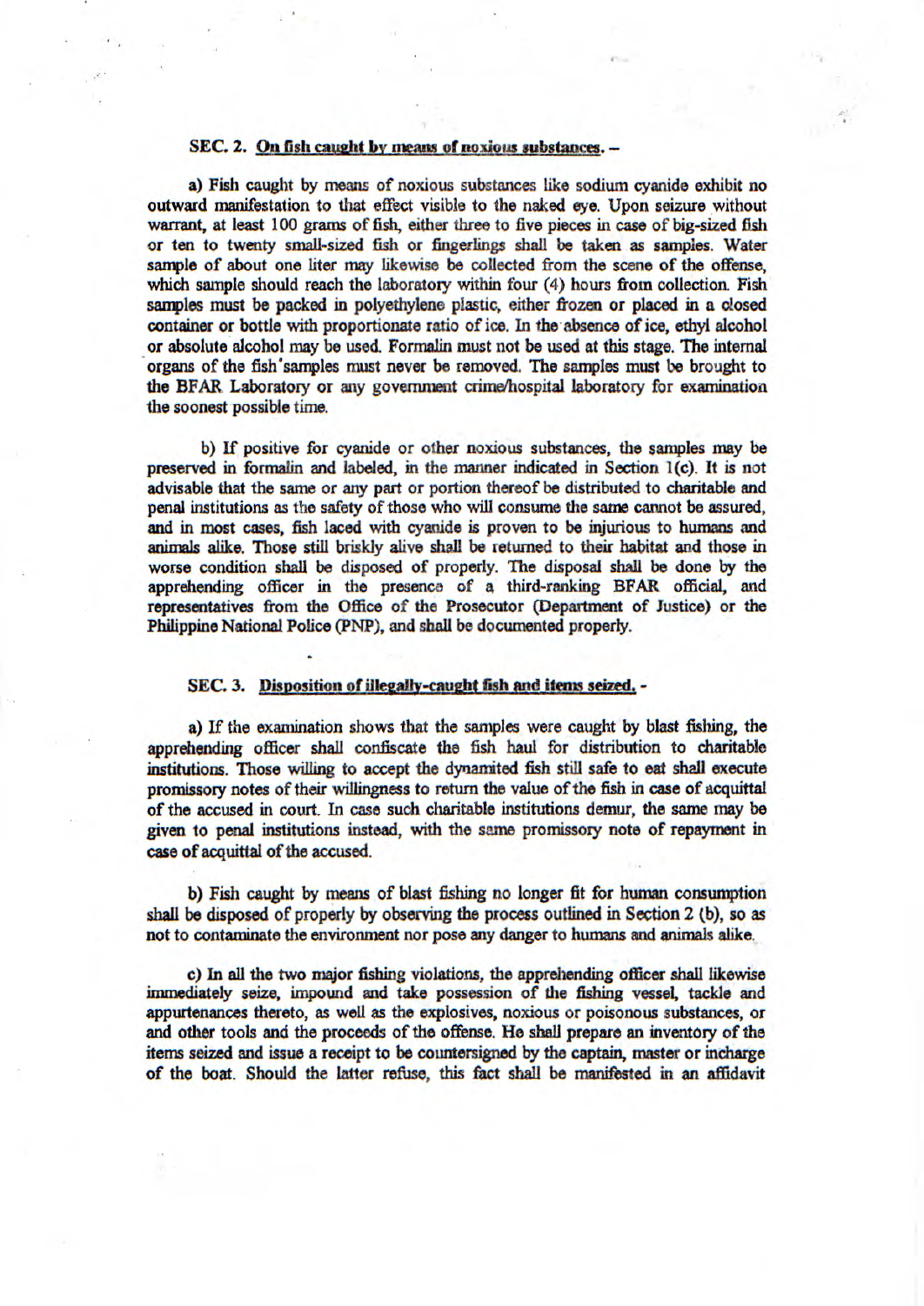**SEC. 2. On fish caught by means of noxious substances. –**

a) Fish caught by means of noxious substances like sodium cyanide exhibit no outward manifestation to that effect visible to the naked eye. Upon seizure without warrant, at least 100 grams of fish, either three to five pieces in case of big-sized fish or ten to twenty small-sized fish or fingerlings shall be taken as samples. Water sample of about one liter may likewise be collected from the scene of the offense, which sample should reach the laboratory within four (4) hours from collection. Fish samples must be packed in polyethylene plastic, either frozen or placed in a closed container or bottle with proportionate ratio of ice. In the absence of ice, ethyl alcohol or absolute alcohol may be used. Formalin must not be used at this stage. The internal organs of the fish samples must never be removed. The samples must be brought to the BFAR Laboratory or any government crime/hospital laboratory for examination the soonest possible time.

b) If positive for cyanide or other noxious substances, the samples may be preserved in formalin and labeled, in the manner indicated in Section 1(c). It is not advisable that the same or any part or portion thereof be distributed to charitable and penal institutions as the safety of those who will consume the same cannot be assured, and in most cases, fish laced with cyanide is proven to be injurious to humans and animals alike. Those still briskly alive shall be returned to their habitat and those in worse condition shall be disposed of properly. The disposal shall be done by the apprehending officer in the presence of a third-ranking BFAR official, and representatives from the Office of the Prosecutor (Department of Justice) or the Philippine National Police (PNP), and shall be documented properly.

**SEC. 3. Disposition of illegally-caught fish and items seized. -**

a) If the examination shows that the samples were caught by blast fishing, the apprehending officer shall confiscate the fish haul for distribution to charitable institutions. Those willing to accept the dynamited fish still safe to eat shall execute promissory notes of their willingness to return the value of the fish in case of acquittal of the accused in court. In case such charitable institutions demur, the same may be given to penal institutions instead, with the same promissory note of repayment in case of acquittal of the accused.

b) Fish caught by means of blast fishing no longer fit for human consumption shall be disposed of properly by observing the process outlined in Section 2 (b), so as not to contaminate the environment nor pose any danger to humans and animals alike.

c) In all the two major fishing violations, the apprehending officer shall likewise immediately seize, impound and take possession of the fishing vessel, tackle and appurtenances thereto, as well as the explosives, noxious or poisonous substances, or and other tools and the proceeds of the offense. He shall prepare an inventory of the items seized and issue a receipt to be countersigned by the captain, master or incharge of the boat. Should the latter refuse, this fact shall be manifested in an affidavit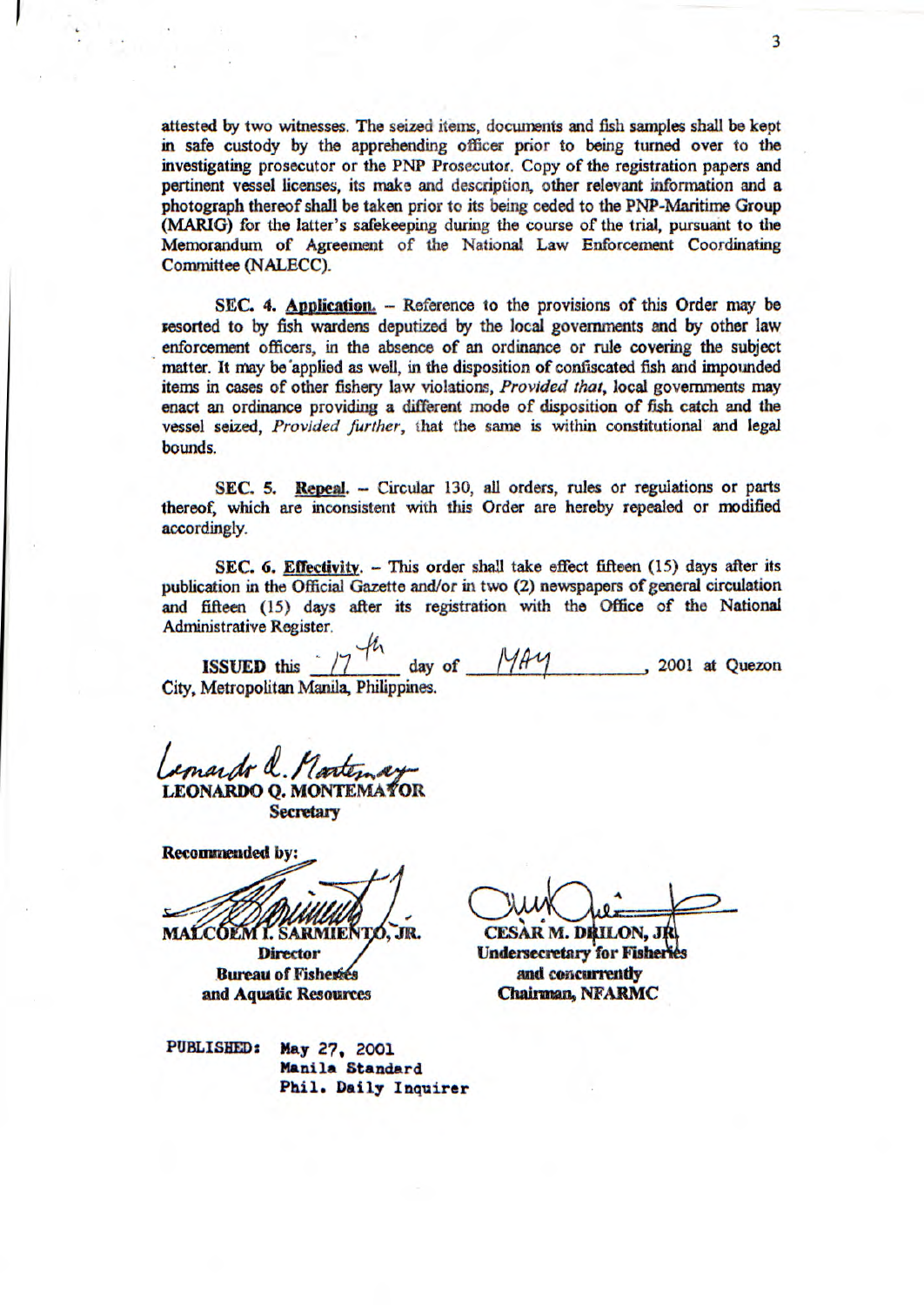attested by two witnesses. The seized items, documents and fish samples shall be kept in safe custody by the apprehending officer prior to being turned over to the investigating prosecutor or the PNP Prosecutor. Copy of the registration papers and pertinent vessel licenses, its make and description, other relevant information and a photograph thereof shall be taken prior to its being ceded to the PNP-Maritime Group (MARIG) for the latter's safekeeping during the course of the trial, pursuant to the Memorandum of Agreement of the National Law Enforcement Coordinating Committee (NALECC).

SEC. 4. **Application.** – Reference to the provisions of this Order may be resorted to by fish wardens deputized by the local governments and by other law enforcement officers, in the absence of an ordinance or rule covering the subject matter. It may be applied as well, in the disposition of confiscated fish and impounded items in cases of other fishery law violations, *Provided that*, local governments may enact an ordinance providing a different mode of disposition of fish catch and the vessel seized, *Provided further*, that the same is within constitutional and legal bounds.

SEC. 5. **Repeal.** – Circular 130, all orders, rules or regulations or parts thereof, which are inconsistent with this Order are hereby repealed or modified accordingly.

SEC. 6. **Effectivity.** – This order shall take effect fifteen (15) days after its publication in the Official Gazette and/or in two (2) newspapers of general circulation and fifteen (15) days after its registration with the Office of the National Administrative Register.

**ISSUED** this 17th day of MAY, 2001 at Quezon City, Metropolitan Manila, Philippines.

**LEONARDO Q. MONTEMAYOR**
**Secretary**

**Recommended by:**

**MALCOLM I. SARMIENTO, JR.**
**Director**
**Bureau of Fisheries and Aquatic Resources**

**CESAR M. DRILON, JR.**
**Undersecretary for Fisheries and concurrently Chairman, NFARMC**

PUBLISHED: May 27, 2001
Manila Standard
Phil. Daily Inquirer